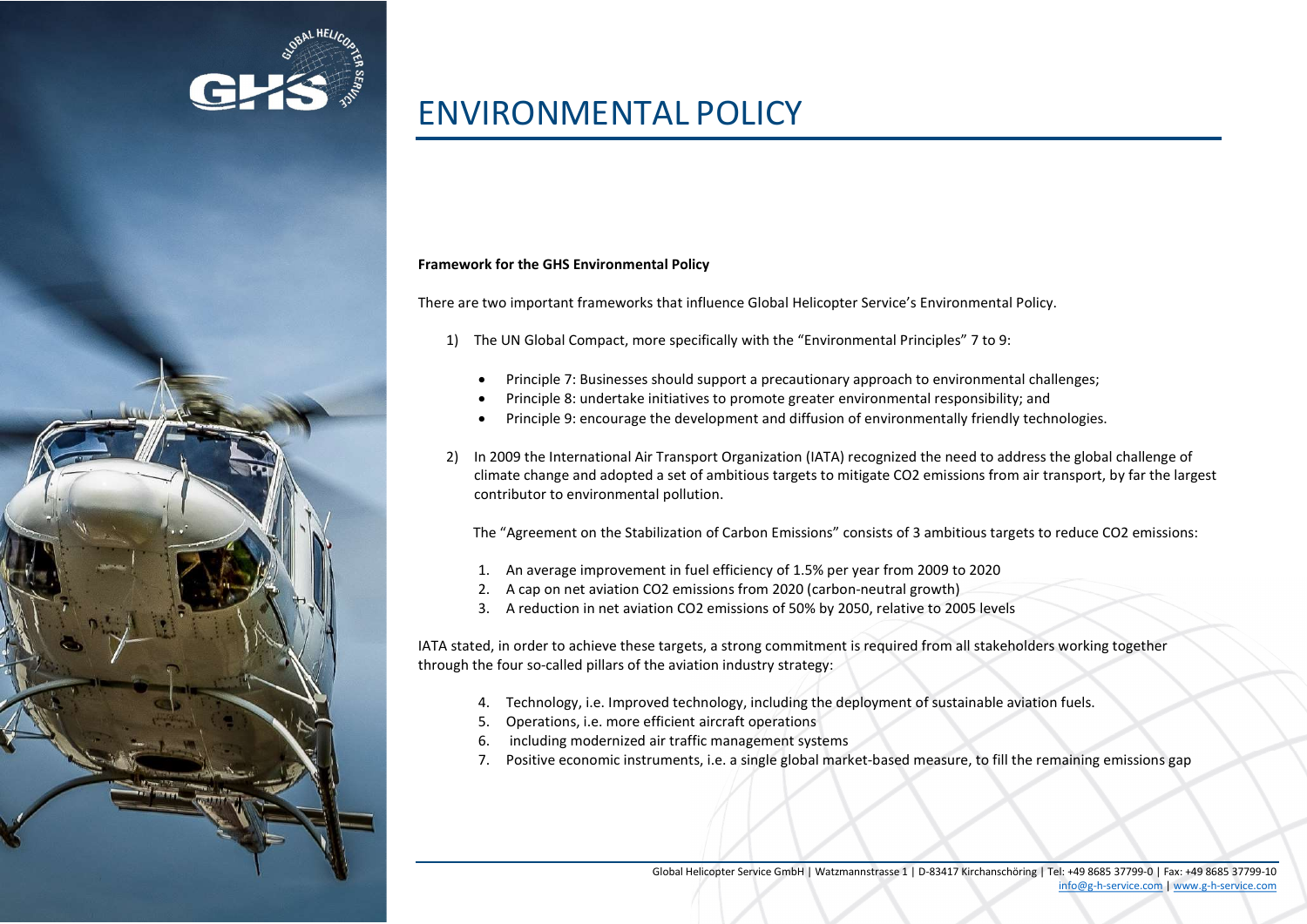# ENVIRONMENTAL POLICY

**Framework for the GHS Environmental Policy**

There are two important frameworks that influence Global Helicopter Service's Environmental Policy.

1) The UN Global Compact, more specifically with the "Environmental Principles" 7 to 9:

   - Principle 7: Businesses should support a precautionary approach to environmental challenges;
   - Principle 8: undertake initiatives to promote greater environmental responsibility; and
   - Principle 9: encourage the development and diffusion of environmentally friendly technologies.

2) In 2009 the International Air Transport Organization (IATA) recognized the need to address the global challenge of climate change and adopted a set of ambitious targets to mitigate $CO_2$ emissions from air transport, by far the largest contributor to environmental pollution.

   The "Agreement on the Stabilization of Carbon Emissions" consists of 3 ambitious targets to reduce $CO_2$ emissions:

   1. An average improvement in fuel efficiency of 1.5% per year from 2009 to 2020
   2. A cap on net aviation $CO_2$ emissions from 2020 (carbon-neutral growth)
   3. A reduction in net aviation $CO_2$ emissions of 50% by 2050, relative to 2005 levels

IATA stated, in order to achieve these targets, a strong commitment is required from all stakeholders working together through the four so-called pillars of the aviation industry strategy:

4. Technology, i.e. Improved technology, including the deployment of sustainable aviation fuels.
5. Operations, i.e. more efficient aircraft operations
6. including modernized air traffic management systems
7. Positive economic instruments, i.e. a single global market-based measure, to fill the remaining emissions gap

Global Helicopter Service GmbH | Watzmannstrasse 1 | D-83417 Kirchanschöring | Tel: +49 8685 37799-0 | Fax: +49 8685 37799-10
info@g-h-service.com | www.g-h-service.com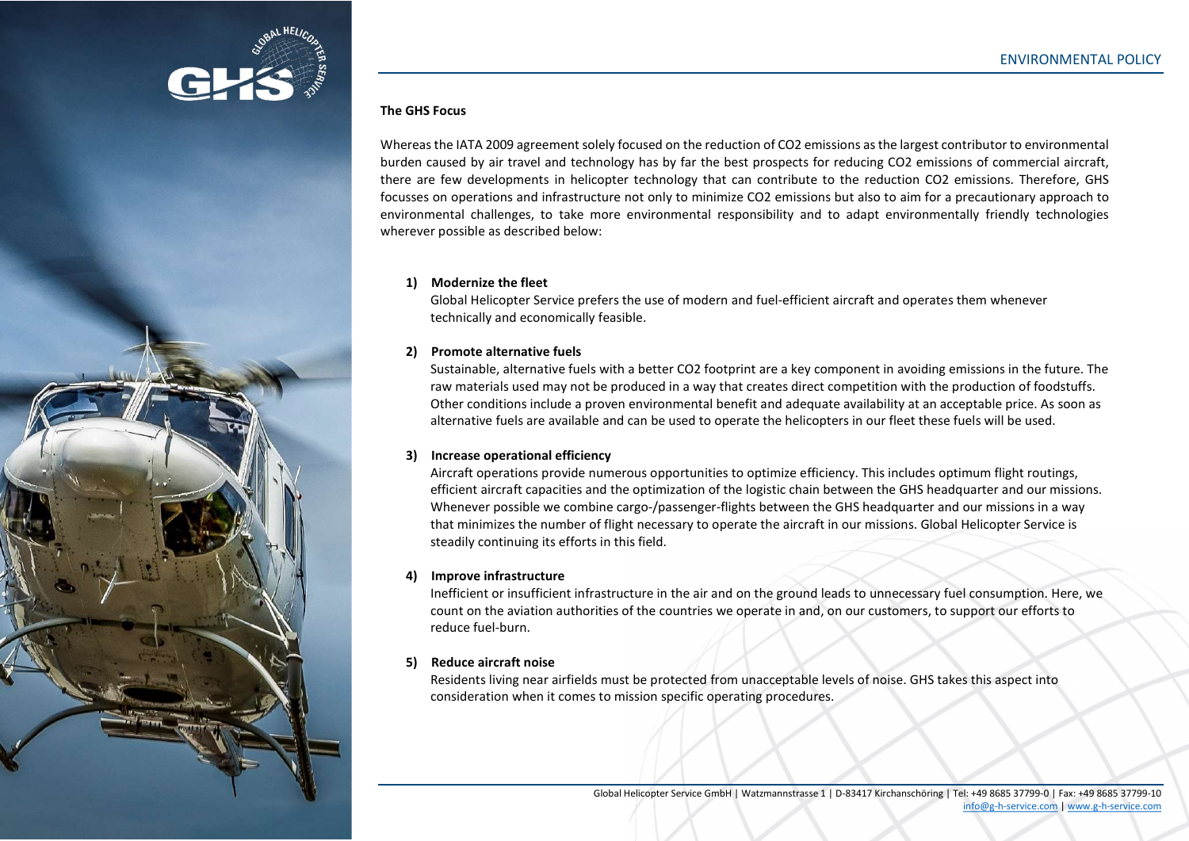**The GHS Focus**

Whereas the IATA 2009 agreement solely focused on the reduction of $CO_2$ emissions as the largest contributor to environmental burden caused by air travel and technology has by far the best prospects for reducing $CO_2$ emissions of commercial aircraft, there are few developments in helicopter technology that can contribute to the reduction $CO_2$ emissions. Therefore, GHS focusses on operations and infrastructure not only to minimize $CO_2$ emissions but also to aim for a precautionary approach to environmental challenges, to take more environmental responsibility and to adapt environmentally friendly technologies wherever possible as described below:

1) **Modernize the fleet**
   Global Helicopter Service prefers the use of modern and fuel-efficient aircraft and operates them whenever technically and economically feasible.

2) **Promote alternative fuels**
   Sustainable, alternative fuels with a better $CO_2$ footprint are a key component in avoiding emissions in the future. The raw materials used may not be produced in a way that creates direct competition with the production of foodstuffs. Other conditions include a proven environmental benefit and adequate availability at an acceptable price. As soon as alternative fuels are available and can be used to operate the helicopters in our fleet these fuels will be used.

3) **Increase operational efficiency**
   Aircraft operations provide numerous opportunities to optimize efficiency. This includes optimum flight routings, efficient aircraft capacities and the optimization of the logistic chain between the GHS headquarter and our missions. Whenever possible we combine cargo-/passenger-flights between the GHS headquarter and our missions in a way that minimizes the number of flight necessary to operate the aircraft in our missions. Global Helicopter Service is steadily continuing its efforts in this field.

4) **Improve infrastructure**
   Inefficient or insufficient infrastructure in the air and on the ground leads to unnecessary fuel consumption. Here, we count on the aviation authorities of the countries we operate in and, on our customers, to support our efforts to reduce fuel-burn.

5) **Reduce aircraft noise**
   Residents living near airfields must be protected from unacceptable levels of noise. GHS takes this aspect into consideration when it comes to mission specific operating procedures.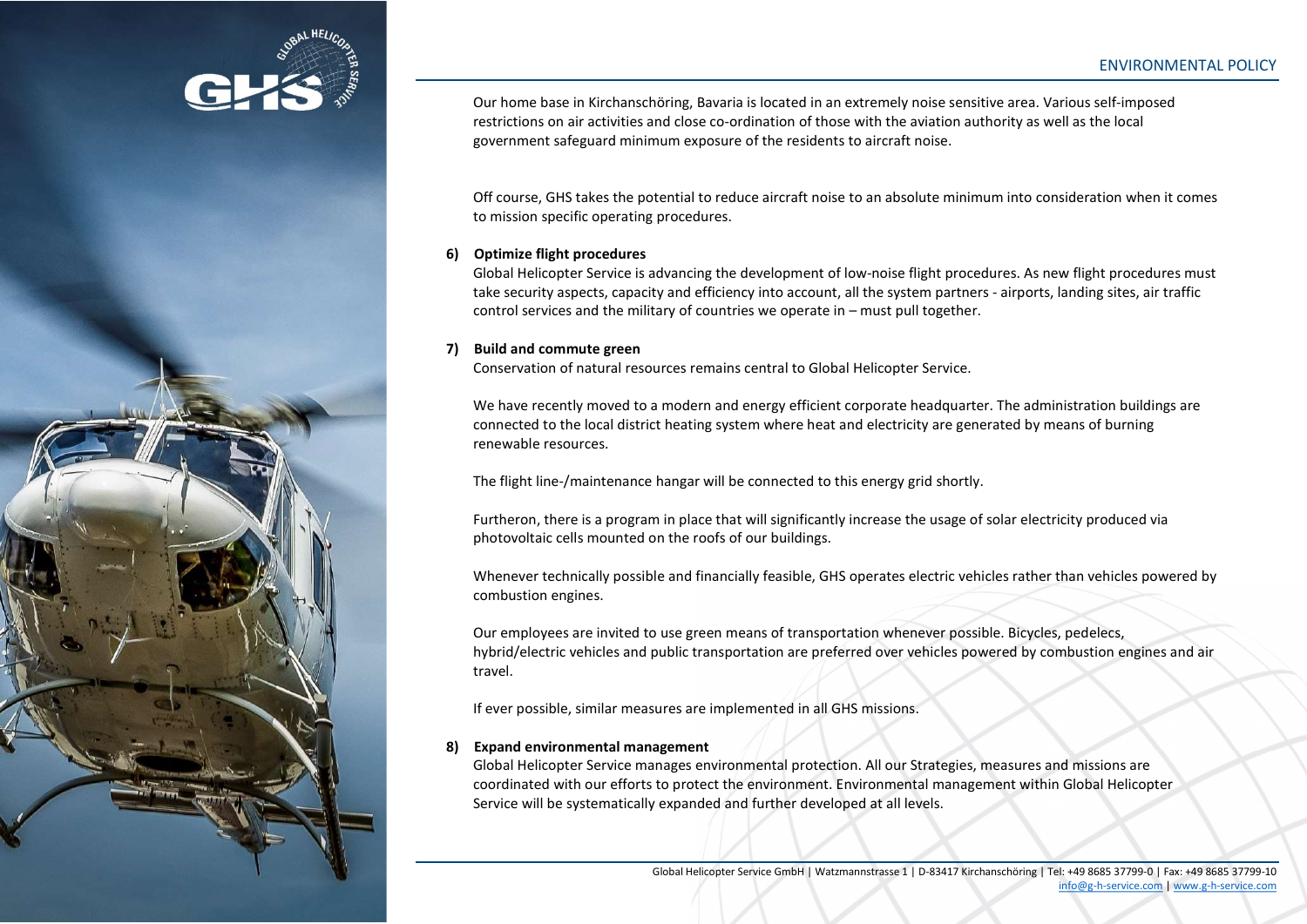Our home base in Kirchanschöring, Bavaria is located in an extremely noise sensitive area. Various self-imposed restrictions on air activities and close co-ordination of those with the aviation authority as well as the local government safeguard minimum exposure of the residents to aircraft noise.

Off course, GHS takes the potential to reduce aircraft noise to an absolute minimum into consideration when it comes to mission specific operating procedures.

**6) Optimize flight procedures**

Global Helicopter Service is advancing the development of low-noise flight procedures. As new flight procedures must take security aspects, capacity and efficiency into account, all the system partners - airports, landing sites, air traffic control services and the military of countries we operate in – must pull together.

**7) Build and commute green**

Conservation of natural resources remains central to Global Helicopter Service.

We have recently moved to a modern and energy efficient corporate headquarter. The administration buildings are connected to the local district heating system where heat and electricity are generated by means of burning renewable resources.

The flight line-/maintenance hangar will be connected to this energy grid shortly.

Furtheron, there is a program in place that will significantly increase the usage of solar electricity produced via photovoltaic cells mounted on the roofs of our buildings.

Whenever technically possible and financially feasible, GHS operates electric vehicles rather than vehicles powered by combustion engines.

Our employees are invited to use green means of transportation whenever possible. Bicycles, pedelecs, hybrid/electric vehicles and public transportation are preferred over vehicles powered by combustion engines and air travel.

If ever possible, similar measures are implemented in all GHS missions.

**8) Expand environmental management**

Global Helicopter Service manages environmental protection. All our Strategies, measures and missions are coordinated with our efforts to protect the environment. Environmental management within Global Helicopter Service will be systematically expanded and further developed at all levels.